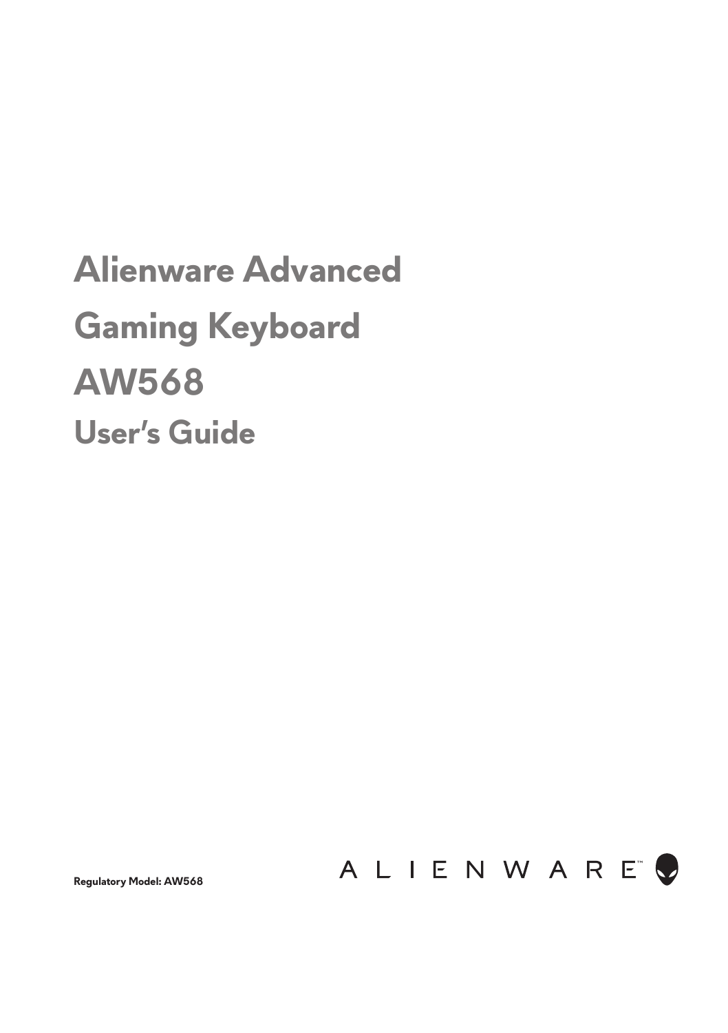# Alienware Advanced Gaming Keyboard AW568

## User's Guide

**Regulatory Model: AW568**

ALIENWARE™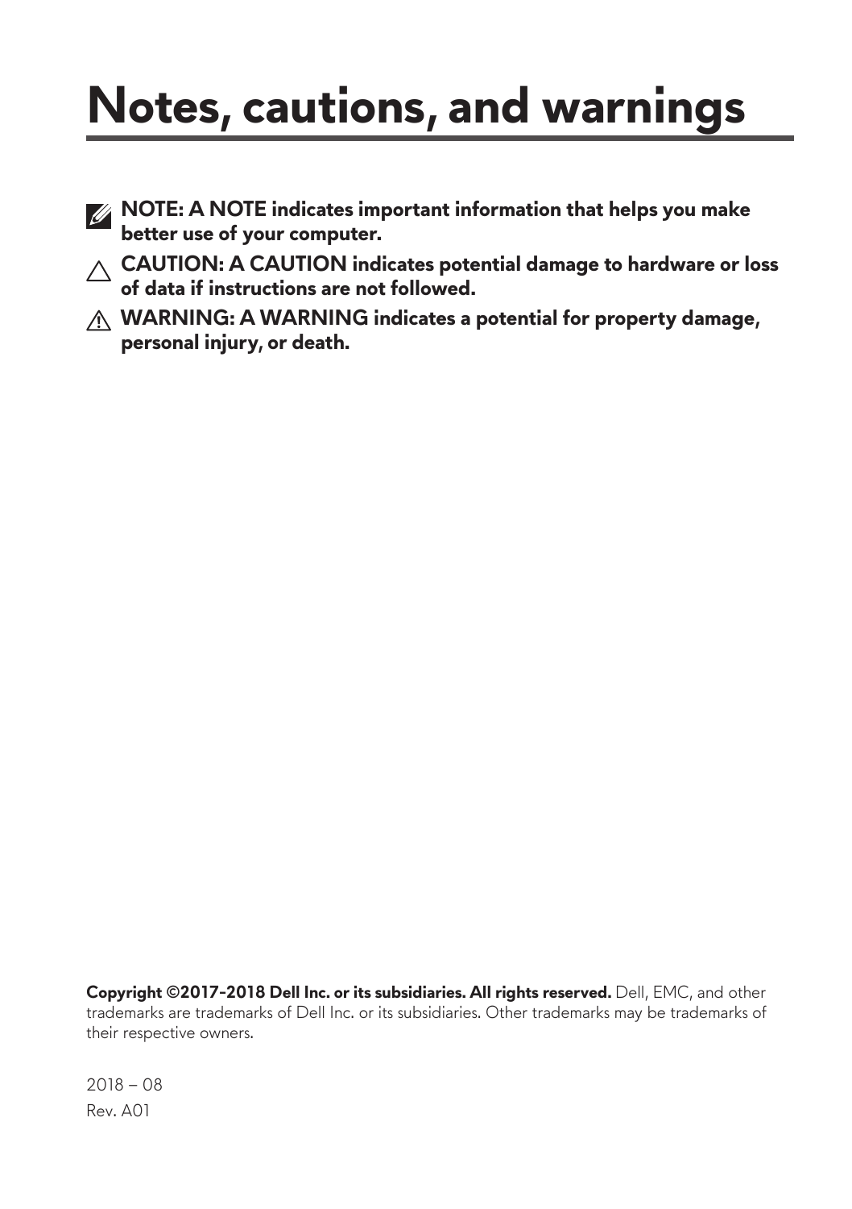# Notes, cautions, and warnings

**NOTE: A NOTE indicates important information that helps you make better use of your computer.**

**CAUTION: A CAUTION indicates potential damage to hardware or loss of data if instructions are not followed.**

**WARNING: A WARNING indicates a potential for property damage, personal injury, or death.**

**Copyright ©2017-2018 Dell Inc. or its subsidiaries. All rights reserved.** Dell, EMC, and other trademarks are trademarks of Dell Inc. or its subsidiaries. Other trademarks may be trademarks of their respective owners.

2018 – 08

Rev. A01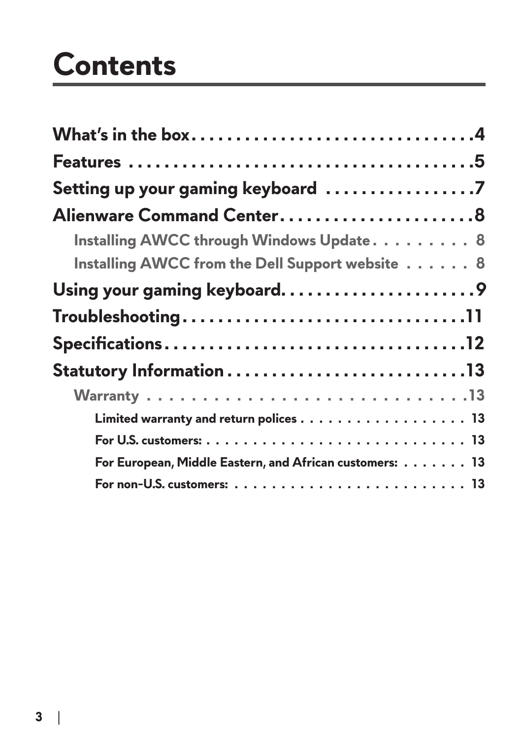# Contents

What's in the box . . . . . . . . . . . . . . . . . . . . . . . . . . . . . . . . 4

Features . . . . . . . . . . . . . . . . . . . . . . . . . . . . . . . . . . . . . . . 5

Setting up your gaming keyboard . . . . . . . . . . . . . . . . . 7

Alienware Command Center . . . . . . . . . . . . . . . . . . . . . . 8

- Installing AWCC through Windows Update . . . . . . . . . 8
- Installing AWCC from the Dell Support website . . . . . . 8

Using your gaming keyboard . . . . . . . . . . . . . . . . . . . . . . 9

Troubleshooting . . . . . . . . . . . . . . . . . . . . . . . . . . . . . . . . 11

Specifications . . . . . . . . . . . . . . . . . . . . . . . . . . . . . . . . . . 12

Statutory Information . . . . . . . . . . . . . . . . . . . . . . . . . . . 13

- Warranty . . . . . . . . . . . . . . . . . . . . . . . . . . . . . . . . . 13
  - Limited warranty and return polices . . . . . . . . . . . . . . . . . . 13
  - For U.S. customers: . . . . . . . . . . . . . . . . . . . . . . . . . . . . . 13
  - For European, Middle Eastern, and African customers: . . . . . . . 13
  - For non-U.S. customers: . . . . . . . . . . . . . . . . . . . . . . . . . 13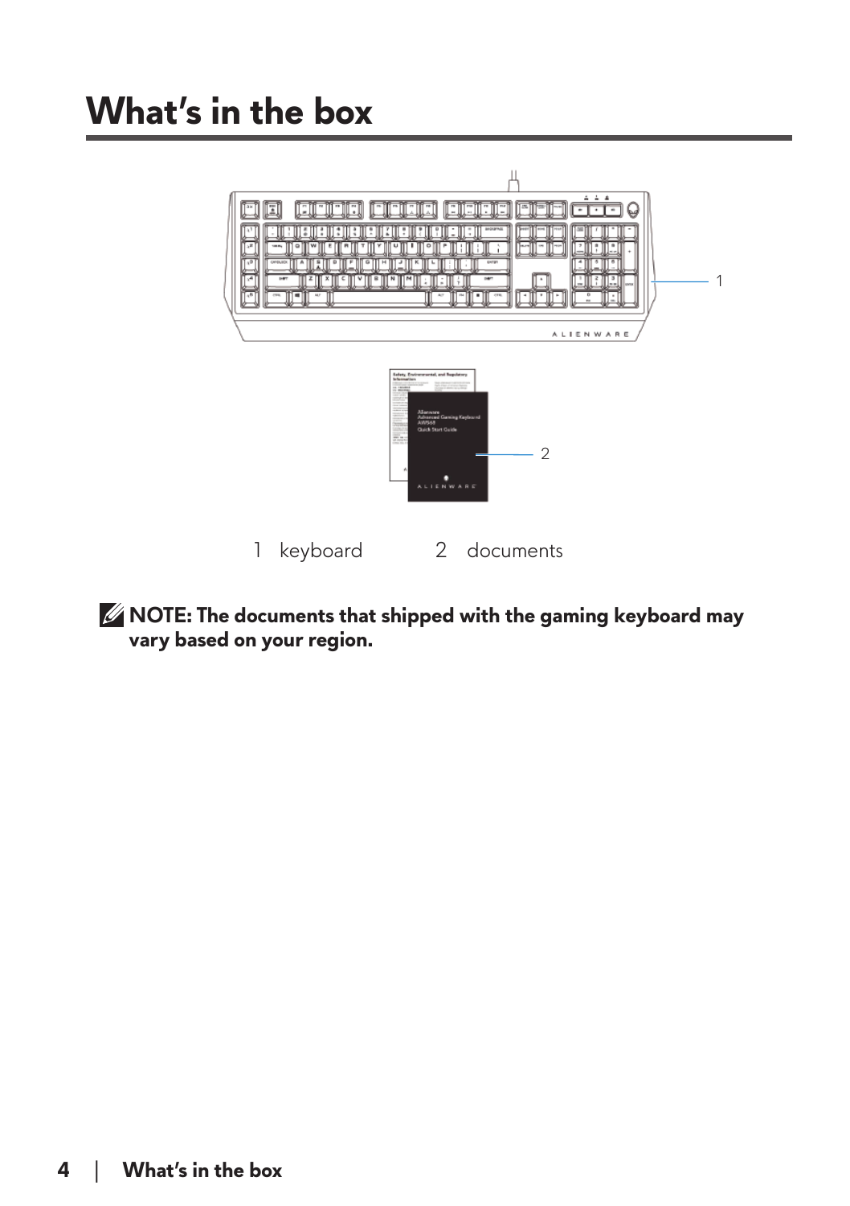# What's in the box

1 keyboard 2 documents

**NOTE: The documents that shipped with the gaming keyboard may vary based on your region.**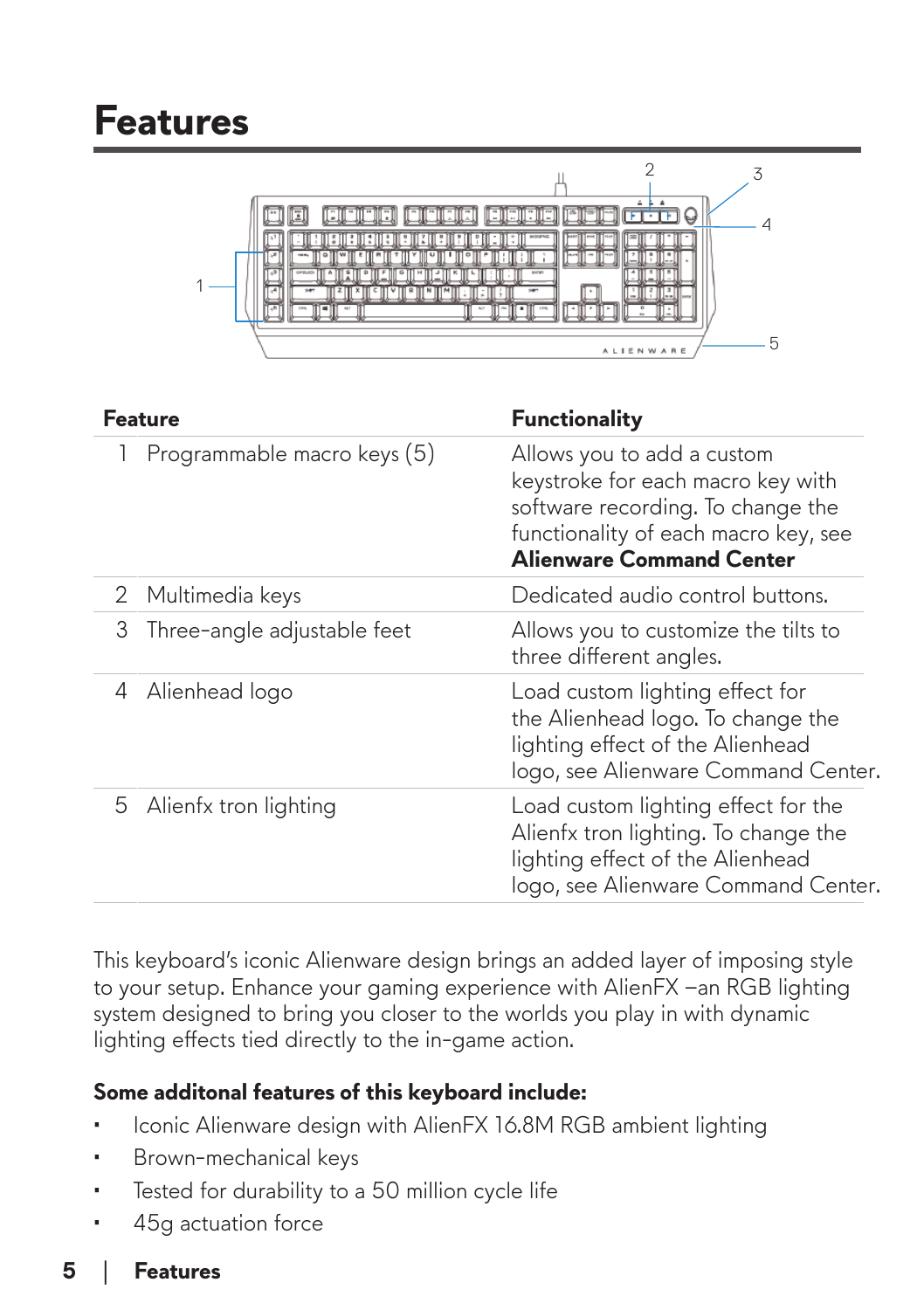# Features

| Feature | | Functionality |
|---|---|---|
| 1 | Programmable macro keys (5) | Allows you to add a custom keystroke for each macro key with software recording. To change the functionality of each macro key, see **Alienware Command Center** |
| 2 | Multimedia keys | Dedicated audio control buttons. |
| 3 | Three-angle adjustable feet | Allows you to customize the tilts to three different angles. |
| 4 | Alienhead logo | Load custom lighting effect for the Alienhead logo. To change the lighting effect of the Alienhead logo, see Alienware Command Center. |
| 5 | Alienfx tron lighting | Load custom lighting effect for the Alienfx tron lighting. To change the lighting effect of the Alienhead logo, see Alienware Command Center. |

This keyboard's iconic Alienware design brings an added layer of imposing style to your setup. Enhance your gaming experience with AlienFX –an RGB lighting system designed to bring you closer to the worlds you play in with dynamic lighting effects tied directly to the in-game action.

**Some additonal features of this keyboard include:**

- Iconic Alienware design with AlienFX 16.8M RGB ambient lighting
- Brown-mechanical keys
- Tested for durability to a 50 million cycle life
- 45g actuation force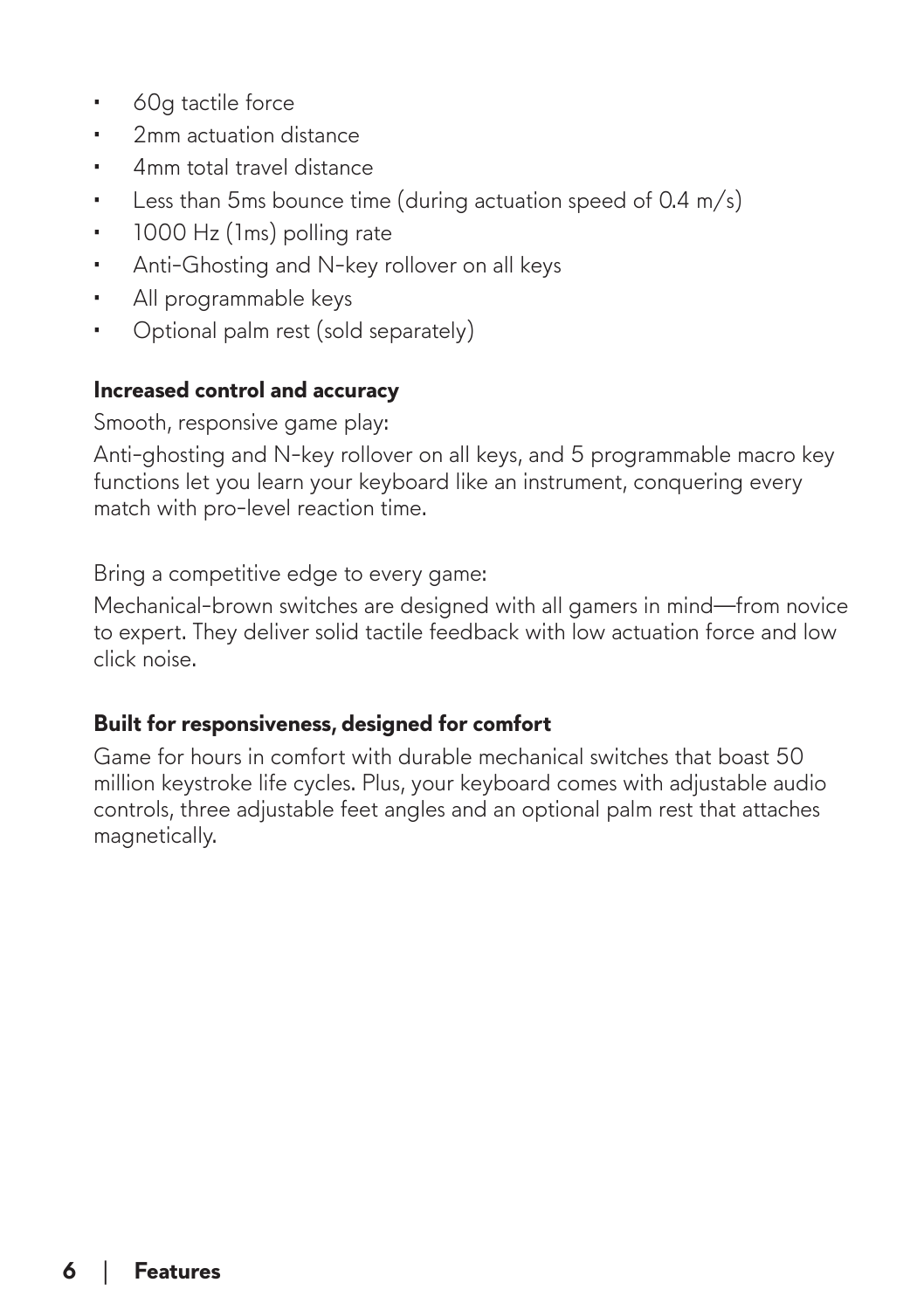- 60g tactile force
- 2mm actuation distance
- 4mm total travel distance
- Less than 5ms bounce time (during actuation speed of 0.4 m/s)
- 1000 Hz (1ms) polling rate
- Anti-Ghosting and N-key rollover on all keys
- All programmable keys
- Optional palm rest (sold separately)

### Increased control and accuracy

Smooth, responsive game play:

Anti-ghosting and N-key rollover on all keys, and 5 programmable macro key functions let you learn your keyboard like an instrument, conquering every match with pro-level reaction time.

Bring a competitive edge to every game:

Mechanical-brown switches are designed with all gamers in mind—from novice to expert. They deliver solid tactile feedback with low actuation force and low click noise.

### Built for responsiveness, designed for comfort

Game for hours in comfort with durable mechanical switches that boast 50 million keystroke life cycles. Plus, your keyboard comes with adjustable audio controls, three adjustable feet angles and an optional palm rest that attaches magnetically.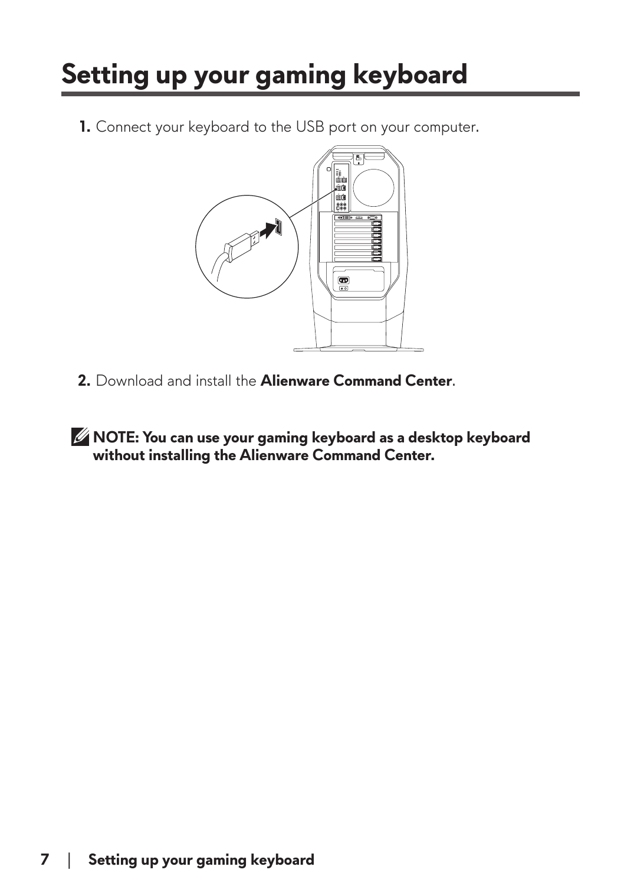# Setting up your gaming keyboard

1. Connect your keyboard to the USB port on your computer.

2. Download and install the **Alienware Command Center**.

**NOTE: You can use your gaming keyboard as a desktop keyboard without installing the Alienware Command Center.**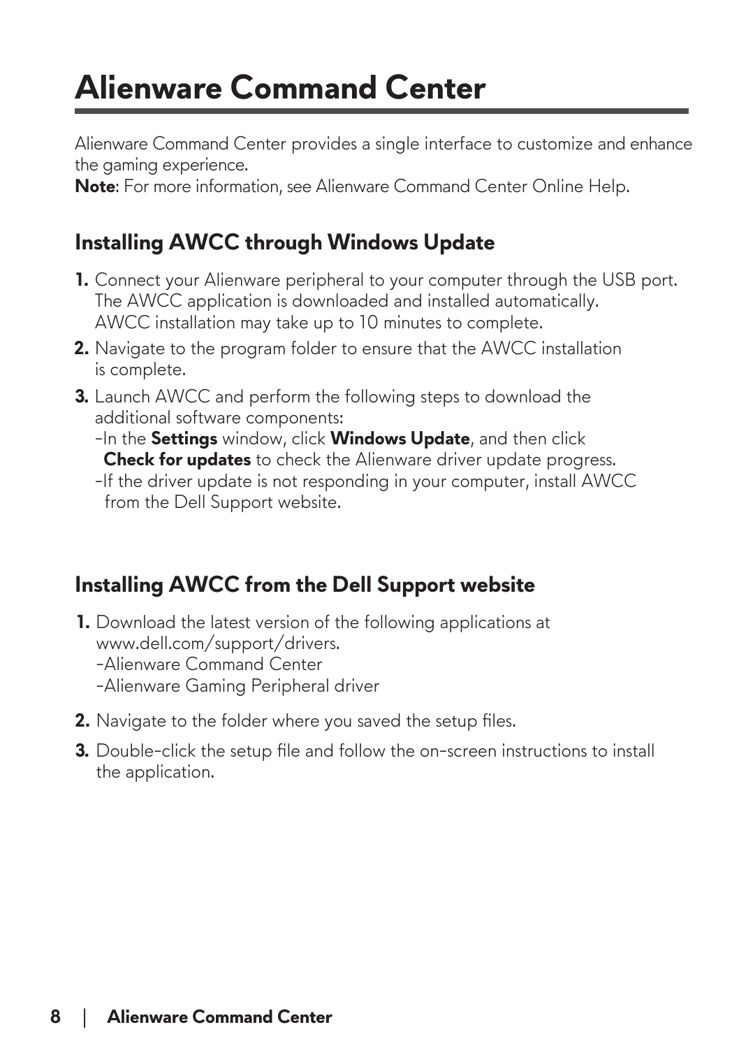# Alienware Command Center

Alienware Command Center provides a single interface to customize and enhance the gaming experience.

**Note**: For more information, see Alienware Command Center Online Help.

## Installing AWCC through Windows Update

1. Connect your Alienware peripheral to your computer through the USB port. The AWCC application is downloaded and installed automatically. AWCC installation may take up to 10 minutes to complete.
2. Navigate to the program folder to ensure that the AWCC installation is complete.
3. Launch AWCC and perform the following steps to download the additional software components:
   - In the **Settings** window, click **Windows Update**, and then click **Check for updates** to check the Alienware driver update progress.
   - If the driver update is not responding in your computer, install AWCC from the Dell Support website.

## Installing AWCC from the Dell Support website

1. Download the latest version of the following applications at www.dell.com/support/drivers.
   - Alienware Command Center
   - Alienware Gaming Peripheral driver
2. Navigate to the folder where you saved the setup files.
3. Double-click the setup file and follow the on-screen instructions to install the application.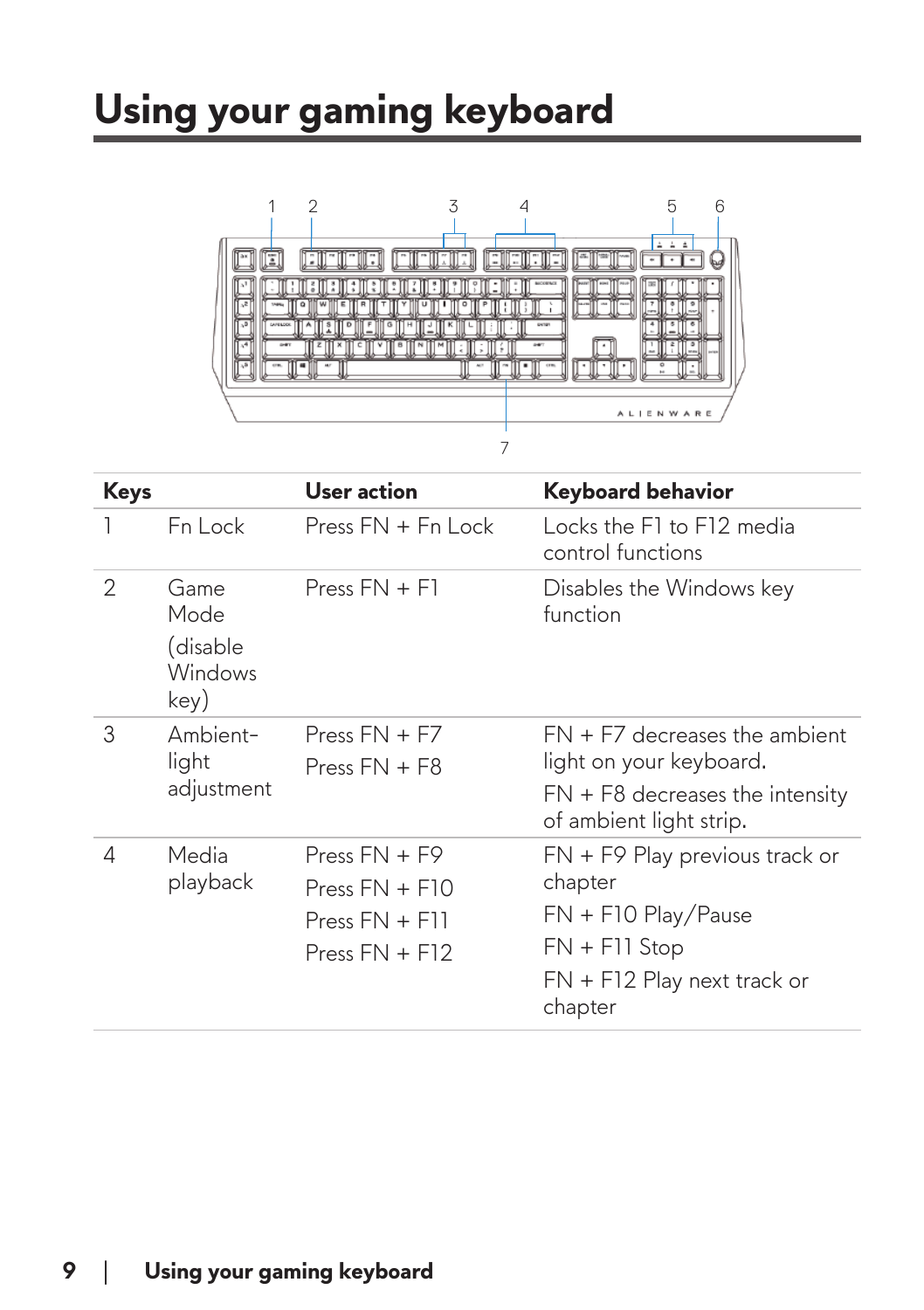# Using your gaming keyboard

| Keys | | User action | Keyboard behavior |
|---|---|---|---|
| 1 | Fn Lock | Press FN + Fn Lock | Locks the F1 to F12 media control functions |
| 2 | Game Mode (disable Windows key) | Press FN + F1 | Disables the Windows key function |
| 3 | Ambient-light adjustment | Press FN + F7<br>Press FN + F8 | FN + F7 decreases the ambient light on your keyboard.<br>FN + F8 decreases the intensity of ambient light strip. |
| 4 | Media playback | Press FN + F9<br>Press FN + F10<br>Press FN + F11<br>Press FN + F12 | FN + F9 Play previous track or chapter<br>FN + F10 Play/Pause<br>FN + F11 Stop<br>FN + F12 Play next track or chapter |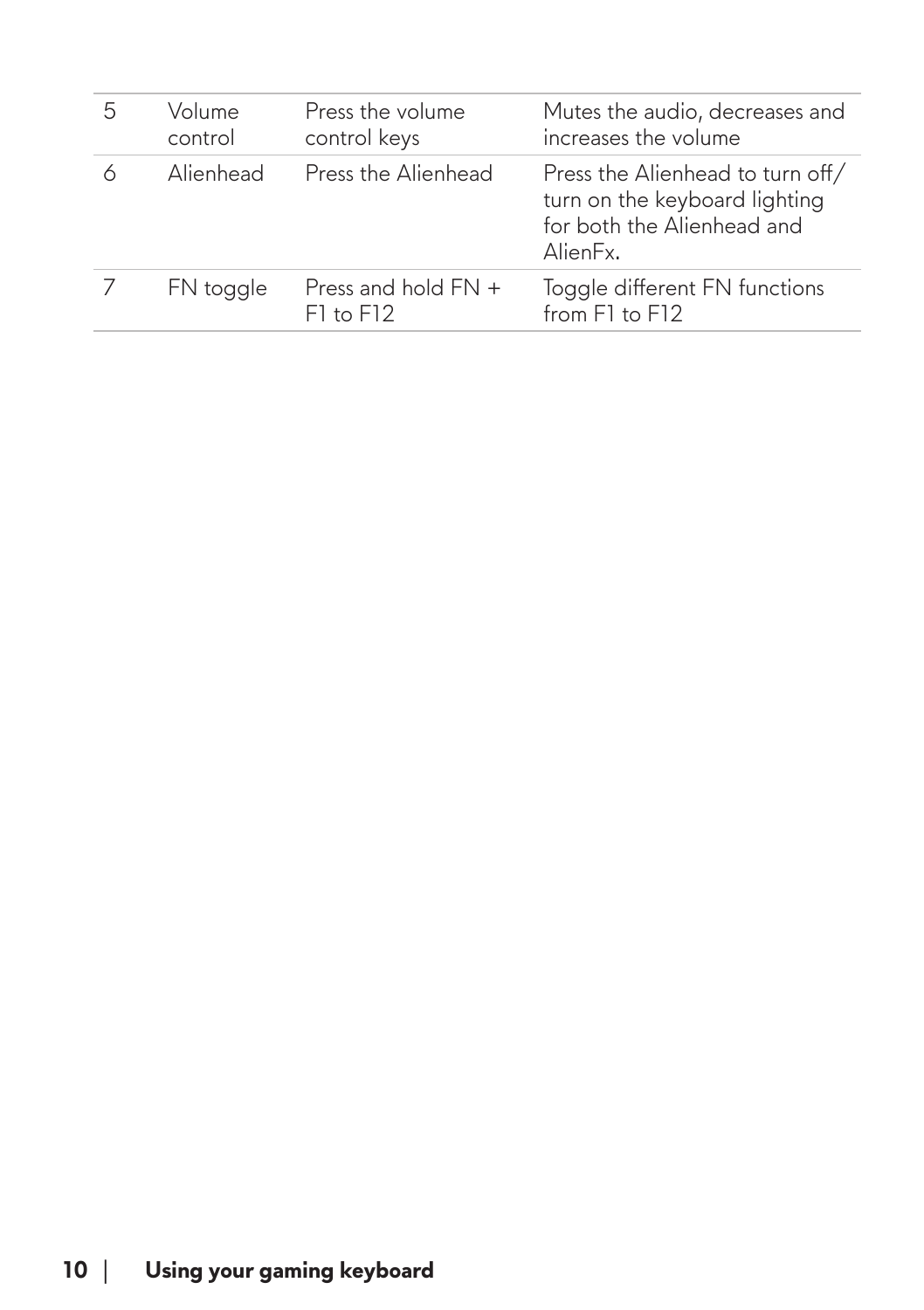| | | | |
|---|---|---|---|
| 5 | Volume control | Press the volume control keys | Mutes the audio, decreases and increases the volume |
| 6 | Alienhead | Press the Alienhead | Press the Alienhead to turn off/ turn on the keyboard lighting for both the Alienhead and AlienFx. |
| 7 | FN toggle | Press and hold FN + F1 to F12 | Toggle different FN functions from F1 to F12 |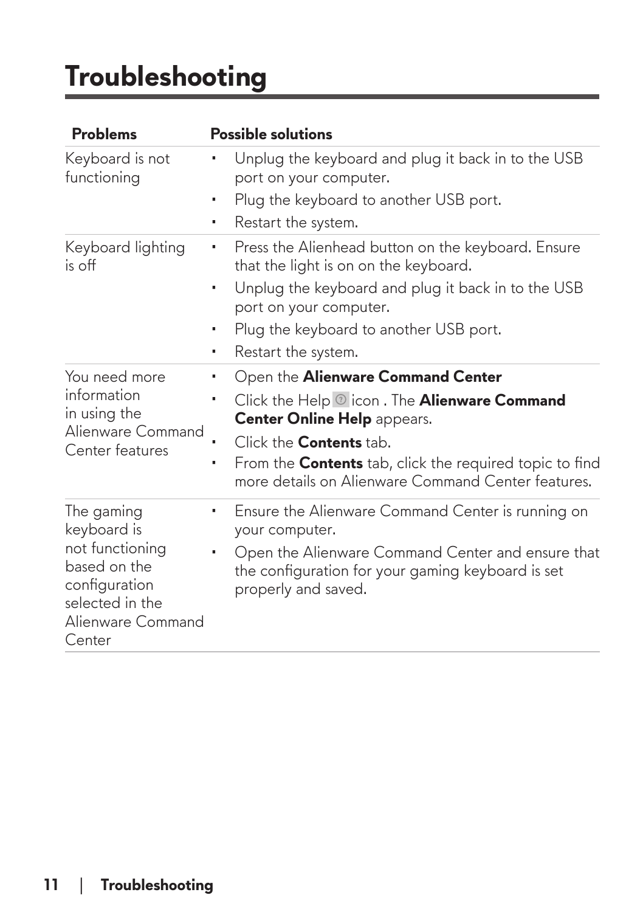# Troubleshooting

| Problems | Possible solutions |
|---|---|
| Keyboard is not functioning | ▪ Unplug the keyboard and plug it back in to the USB port on your computer.<br>▪ Plug the keyboard to another USB port.<br>▪ Restart the system. |
| Keyboard lighting is off | ▪ Press the Alienhead button on the keyboard. Ensure that the light is on on the keyboard.<br>▪ Unplug the keyboard and plug it back in to the USB port on your computer.<br>▪ Plug the keyboard to another USB port.<br>▪ Restart the system. |
| You need more information in using the Alienware Command Center features | ▪ Open the **Alienware Command Center**<br>▪ Click the Help icon . The **Alienware Command Center Online Help** appears.<br>▪ Click the **Contents** tab.<br>▪ From the **Contents** tab, click the required topic to find more details on Alienware Command Center features. |
| The gaming keyboard is not functioning based on the configuration selected in the Alienware Command Center | ▪ Ensure the Alienware Command Center is running on your computer.<br>▪ Open the Alienware Command Center and ensure that the configuration for your gaming keyboard is set properly and saved. |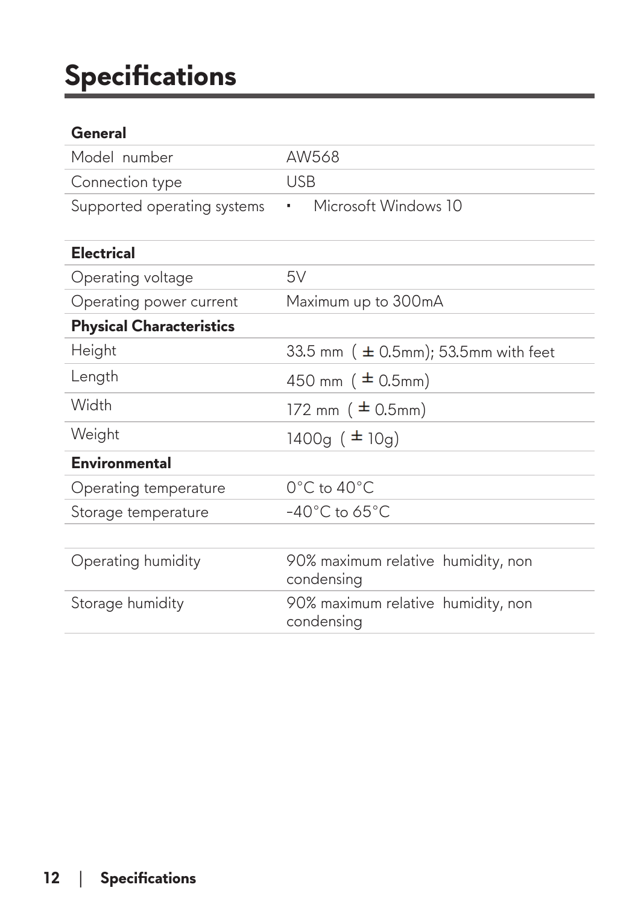# Specifications

| **General** | |
|---|---|
| Model number | AW568 |
| Connection type | USB |
| Supported operating systems | • Microsoft Windows 10 |
| **Electrical** | |
| Operating voltage | 5V |
| Operating power current | Maximum up to 300mA |
| **Physical Characteristics** | |
| Height | 33.5 mm (± 0.5mm); 53.5mm with feet |
| Length | 450 mm (± 0.5mm) |
| Width | 172 mm (± 0.5mm) |
| Weight | 1400g (± 10g) |
| **Environmental** | |
| Operating temperature | 0°C to 40°C |
| Storage temperature | -40°C to 65°C |
| | |
| Operating humidity | 90% maximum relative humidity, non condensing |
| Storage humidity | 90% maximum relative humidity, non condensing |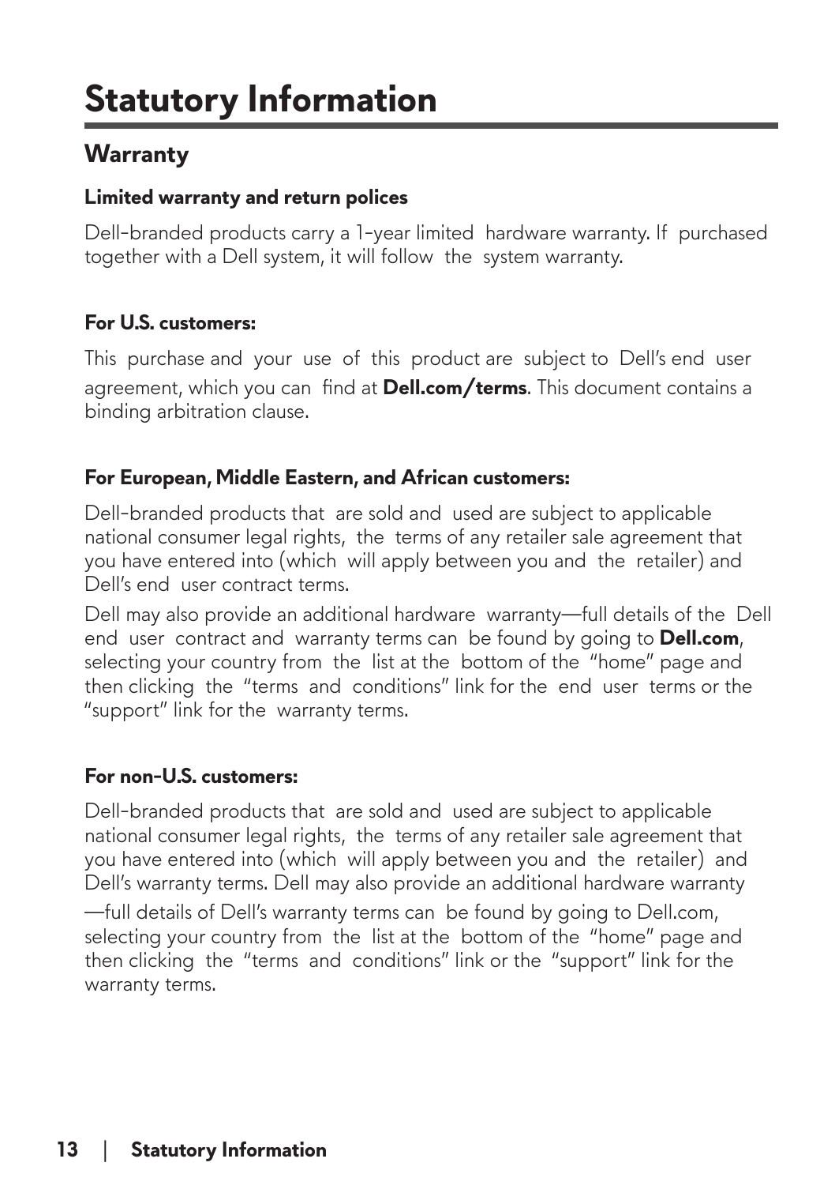# Statutory Information

## Warranty

### Limited warranty and return polices

Dell-branded products carry a 1-year limited hardware warranty. If purchased together with a Dell system, it will follow the system warranty.

### For U.S. customers:

This purchase and your use of this product are subject to Dell's end user agreement, which you can find at **Dell.com/terms**. This document contains a binding arbitration clause.

### For European, Middle Eastern, and African customers:

Dell-branded products that are sold and used are subject to applicable national consumer legal rights, the terms of any retailer sale agreement that you have entered into (which will apply between you and the retailer) and Dell's end user contract terms.

Dell may also provide an additional hardware warranty—full details of the Dell end user contract and warranty terms can be found by going to **Dell.com**, selecting your country from the list at the bottom of the "home" page and then clicking the "terms and conditions" link for the end user terms or the "support" link for the warranty terms.

### For non-U.S. customers:

Dell-branded products that are sold and used are subject to applicable national consumer legal rights, the terms of any retailer sale agreement that you have entered into (which will apply between you and the retailer) and Dell's warranty terms. Dell may also provide an additional hardware warranty —full details of Dell's warranty terms can be found by going to Dell.com, selecting your country from the list at the bottom of the "home" page and then clicking the "terms and conditions" link or the "support" link for the warranty terms.